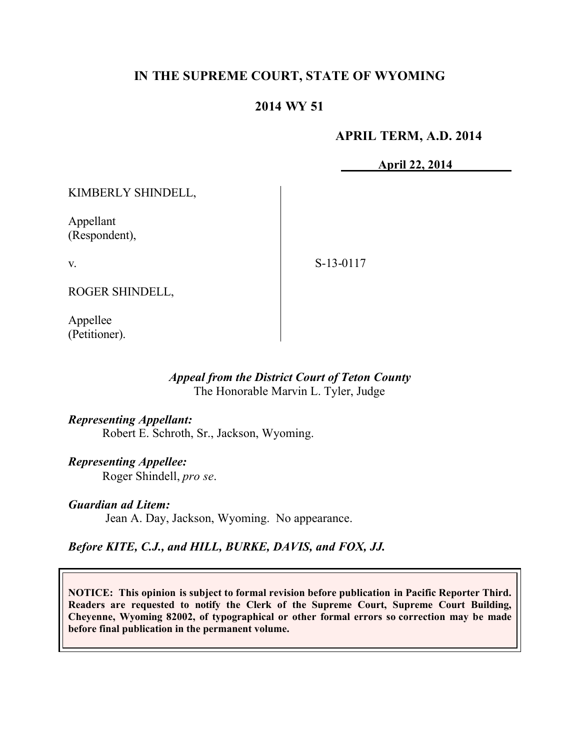# IN THE SUPREME COURT, STATE OF WYOMING

## 2014 WY 51

**APRIL TERM, A.D. 2014**

**April 22, 2014**

| | |
|---|---|
| KIMBERLY SHINDELL,<br><br>Appellant<br>(Respondent),<br><br>v.<br><br>ROGER SHINDELL,<br><br>Appellee<br>(Petitioner). | S-13-0117 |

*Appeal from the District Court of Teton County*
The Honorable Marvin L. Tyler, Judge

***Representing Appellant:***
Robert E. Schroth, Sr., Jackson, Wyoming.

***Representing Appellee:***
Roger Shindell, *pro se*.

***Guardian ad Litem:***
Jean A. Day, Jackson, Wyoming. No appearance.

***Before KITE, C.J., and HILL, BURKE, DAVIS, and FOX, JJ.***

**NOTICE: This opinion is subject to formal revision before publication in Pacific Reporter Third. Readers are requested to notify the Clerk of the Supreme Court, Supreme Court Building, Cheyenne, Wyoming 82002, of typographical or other formal errors so correction may be made before final publication in the permanent volume.**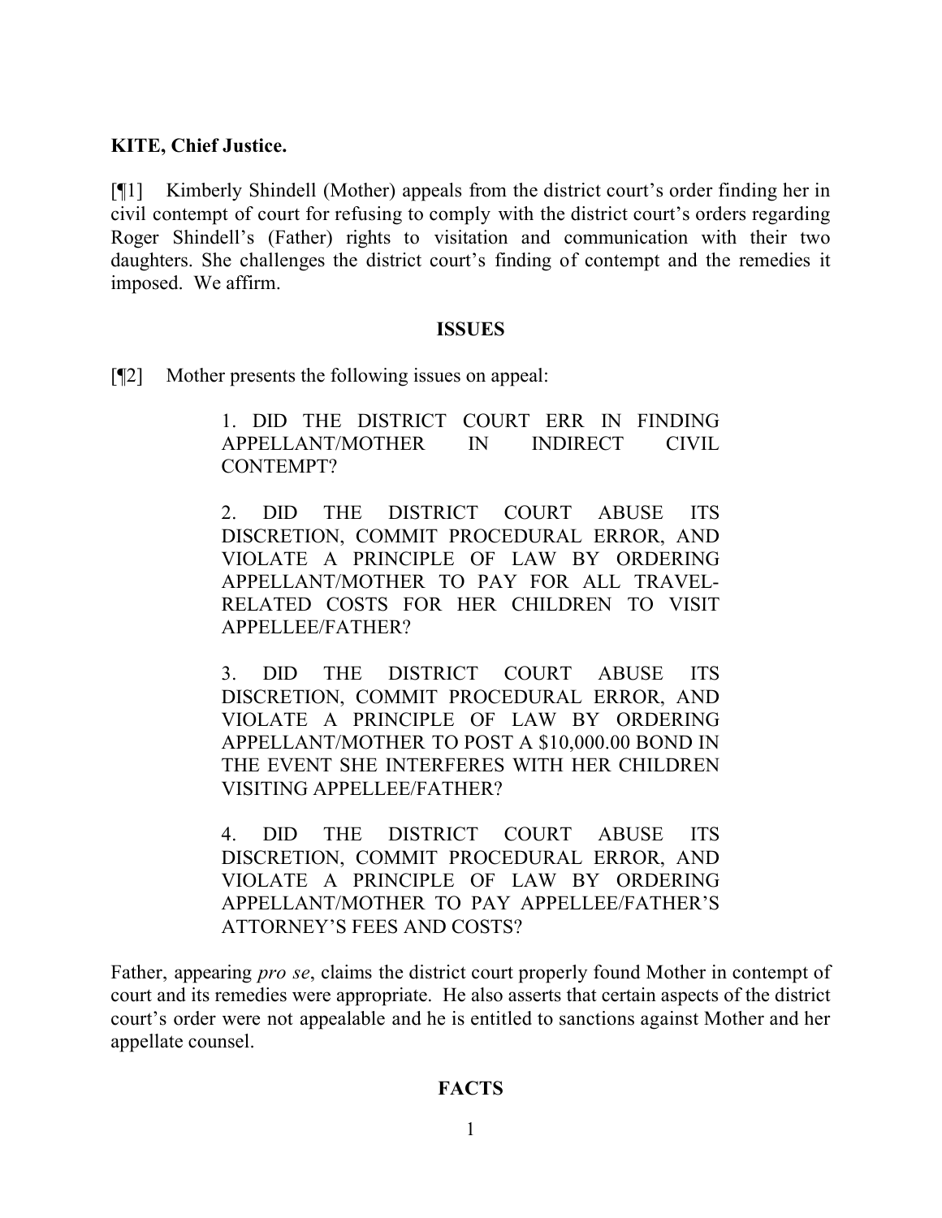**KITE, Chief Justice.**

[¶1] Kimberly Shindell (Mother) appeals from the district court's order finding her in civil contempt of court for refusing to comply with the district court's orders regarding Roger Shindell's (Father) rights to visitation and communication with their two daughters. She challenges the district court's finding of contempt and the remedies it imposed. We affirm.

## ISSUES

[¶2] Mother presents the following issues on appeal:

> 1. DID THE DISTRICT COURT ERR IN FINDING APPELLANT/MOTHER IN INDIRECT CIVIL CONTEMPT?
>
> 2. DID THE DISTRICT COURT ABUSE ITS DISCRETION, COMMIT PROCEDURAL ERROR, AND VIOLATE A PRINCIPLE OF LAW BY ORDERING APPELLANT/MOTHER TO PAY FOR ALL TRAVEL-RELATED COSTS FOR HER CHILDREN TO VISIT APPELLEE/FATHER?
>
> 3. DID THE DISTRICT COURT ABUSE ITS DISCRETION, COMMIT PROCEDURAL ERROR, AND VIOLATE A PRINCIPLE OF LAW BY ORDERING APPELLANT/MOTHER TO POST A $10,000.00 BOND IN THE EVENT SHE INTERFERES WITH HER CHILDREN VISITING APPELLEE/FATHER?
>
> 4. DID THE DISTRICT COURT ABUSE ITS DISCRETION, COMMIT PROCEDURAL ERROR, AND VIOLATE A PRINCIPLE OF LAW BY ORDERING APPELLANT/MOTHER TO PAY APPELLEE/FATHER'S ATTORNEY'S FEES AND COSTS?

Father, appearing *pro se*, claims the district court properly found Mother in contempt of court and its remedies were appropriate. He also asserts that certain aspects of the district court's order were not appealable and he is entitled to sanctions against Mother and her appellate counsel.

## FACTS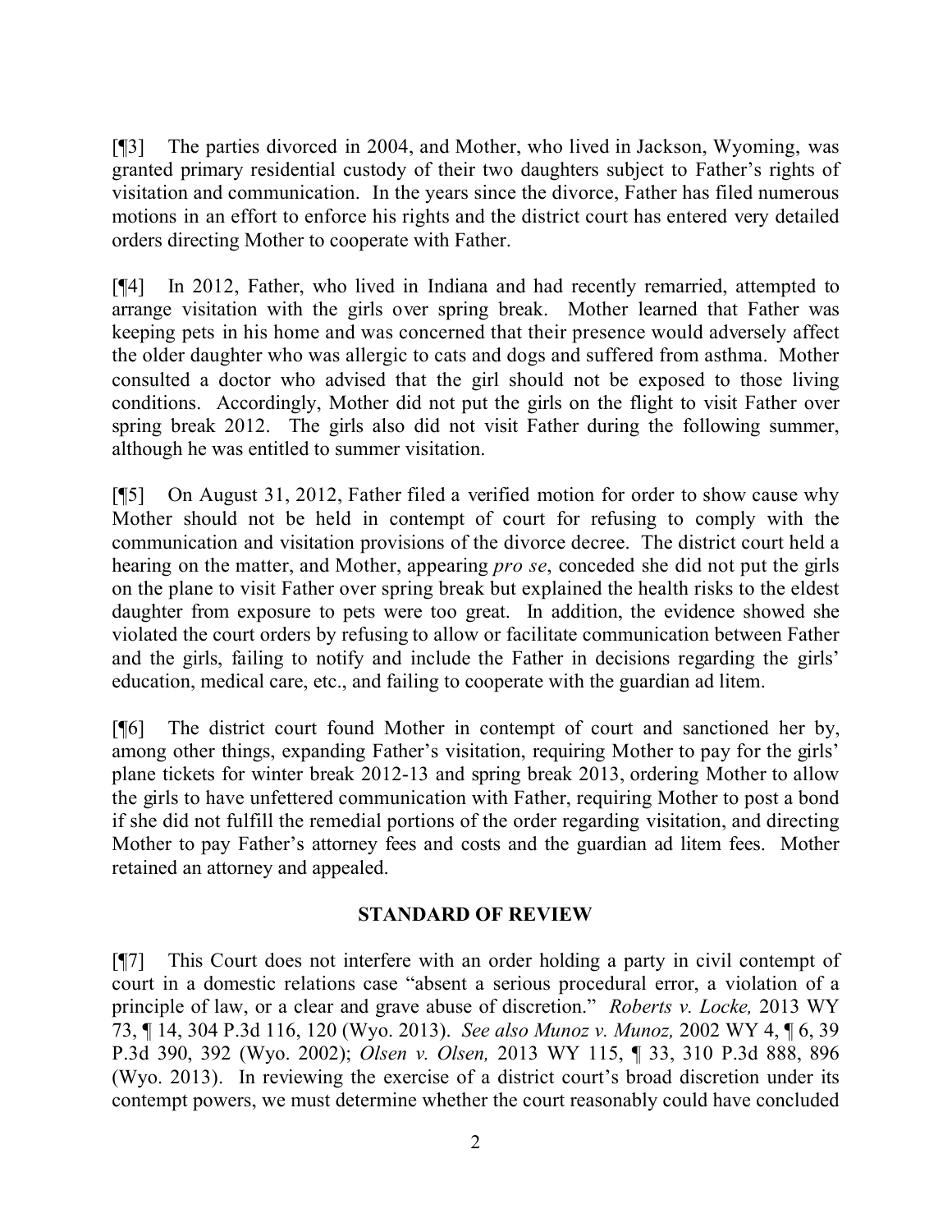[¶3] The parties divorced in 2004, and Mother, who lived in Jackson, Wyoming, was granted primary residential custody of their two daughters subject to Father's rights of visitation and communication. In the years since the divorce, Father has filed numerous motions in an effort to enforce his rights and the district court has entered very detailed orders directing Mother to cooperate with Father.

[¶4] In 2012, Father, who lived in Indiana and had recently remarried, attempted to arrange visitation with the girls over spring break. Mother learned that Father was keeping pets in his home and was concerned that their presence would adversely affect the older daughter who was allergic to cats and dogs and suffered from asthma. Mother consulted a doctor who advised that the girl should not be exposed to those living conditions. Accordingly, Mother did not put the girls on the flight to visit Father over spring break 2012. The girls also did not visit Father during the following summer, although he was entitled to summer visitation.

[¶5] On August 31, 2012, Father filed a verified motion for order to show cause why Mother should not be held in contempt of court for refusing to comply with the communication and visitation provisions of the divorce decree. The district court held a hearing on the matter, and Mother, appearing *pro se*, conceded she did not put the girls on the plane to visit Father over spring break but explained the health risks to the eldest daughter from exposure to pets were too great. In addition, the evidence showed she violated the court orders by refusing to allow or facilitate communication between Father and the girls, failing to notify and include the Father in decisions regarding the girls' education, medical care, etc., and failing to cooperate with the guardian ad litem.

[¶6] The district court found Mother in contempt of court and sanctioned her by, among other things, expanding Father's visitation, requiring Mother to pay for the girls' plane tickets for winter break 2012-13 and spring break 2013, ordering Mother to allow the girls to have unfettered communication with Father, requiring Mother to post a bond if she did not fulfill the remedial portions of the order regarding visitation, and directing Mother to pay Father's attorney fees and costs and the guardian ad litem fees. Mother retained an attorney and appealed.

## STANDARD OF REVIEW

[¶7] This Court does not interfere with an order holding a party in civil contempt of court in a domestic relations case "absent a serious procedural error, a violation of a principle of law, or a clear and grave abuse of discretion." *Roberts v. Locke,* 2013 WY 73, ¶ 14, 304 P.3d 116, 120 (Wyo. 2013). *See also Munoz v. Munoz,* 2002 WY 4, ¶ 6, 39 P.3d 390, 392 (Wyo. 2002); *Olsen v. Olsen,* 2013 WY 115, ¶ 33, 310 P.3d 888, 896 (Wyo. 2013). In reviewing the exercise of a district court's broad discretion under its contempt powers, we must determine whether the court reasonably could have concluded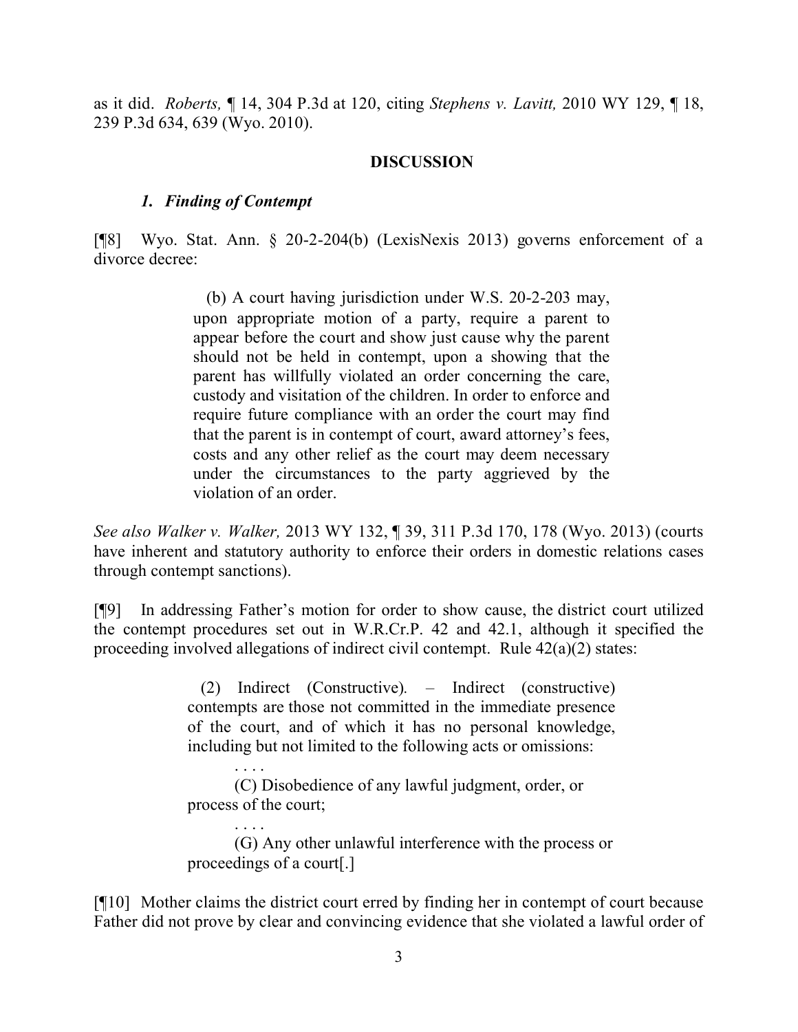as it did. *Roberts,* ¶ 14, 304 P.3d at 120, citing *Stephens v. Lavitt,* 2010 WY 129, ¶ 18, 239 P.3d 634, 639 (Wyo. 2010).

## DISCUSSION

### *1. Finding of Contempt*

[¶8] Wyo. Stat. Ann. § 20-2-204(b) (LexisNexis 2013) governs enforcement of a divorce decree:

> (b) A court having jurisdiction under W.S. 20-2-203 may, upon appropriate motion of a party, require a parent to appear before the court and show just cause why the parent should not be held in contempt, upon a showing that the parent has willfully violated an order concerning the care, custody and visitation of the children. In order to enforce and require future compliance with an order the court may find that the parent is in contempt of court, award attorney's fees, costs and any other relief as the court may deem necessary under the circumstances to the party aggrieved by the violation of an order.

*See also Walker v. Walker,* 2013 WY 132, ¶ 39, 311 P.3d 170, 178 (Wyo. 2013) (courts have inherent and statutory authority to enforce their orders in domestic relations cases through contempt sanctions).

[¶9] In addressing Father's motion for order to show cause, the district court utilized the contempt procedures set out in W.R.Cr.P. 42 and 42.1, although it specified the proceeding involved allegations of indirect civil contempt. Rule 42(a)(2) states:

> (2) Indirect (Constructive). – Indirect (constructive) contempts are those not committed in the immediate presence of the court, and of which it has no personal knowledge, including but not limited to the following acts or omissions:
>
> . . . .
>
> (C) Disobedience of any lawful judgment, order, or process of the court;
>
> . . . .
>
> (G) Any other unlawful interference with the process or proceedings of a court[.]

[¶10] Mother claims the district court erred by finding her in contempt of court because Father did not prove by clear and convincing evidence that she violated a lawful order of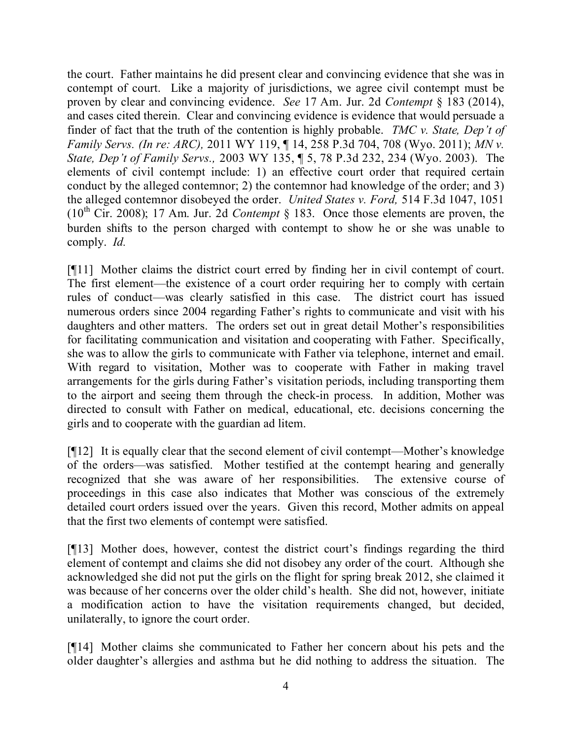the court. Father maintains he did present clear and convincing evidence that she was in contempt of court. Like a majority of jurisdictions, we agree civil contempt must be proven by clear and convincing evidence. *See* 17 Am. Jur. 2d *Contempt* § 183 (2014), and cases cited therein. Clear and convincing evidence is evidence that would persuade a finder of fact that the truth of the contention is highly probable. *TMC v. State, Dep't of Family Servs. (In re: ARC),* 2011 WY 119, ¶ 14, 258 P.3d 704, 708 (Wyo. 2011); *MN v. State, Dep't of Family Servs.,* 2003 WY 135, ¶ 5, 78 P.3d 232, 234 (Wyo. 2003). The elements of civil contempt include: 1) an effective court order that required certain conduct by the alleged contemnor; 2) the contemnor had knowledge of the order; and 3) the alleged contemnor disobeyed the order. *United States v. Ford,* 514 F.3d 1047, 1051 (10th Cir. 2008); 17 Am. Jur. 2d *Contempt* § 183. Once those elements are proven, the burden shifts to the person charged with contempt to show he or she was unable to comply. *Id.*

[¶11] Mother claims the district court erred by finding her in civil contempt of court. The first element—the existence of a court order requiring her to comply with certain rules of conduct—was clearly satisfied in this case. The district court has issued numerous orders since 2004 regarding Father's rights to communicate and visit with his daughters and other matters. The orders set out in great detail Mother's responsibilities for facilitating communication and visitation and cooperating with Father. Specifically, she was to allow the girls to communicate with Father via telephone, internet and email. With regard to visitation, Mother was to cooperate with Father in making travel arrangements for the girls during Father's visitation periods, including transporting them to the airport and seeing them through the check-in process. In addition, Mother was directed to consult with Father on medical, educational, etc. decisions concerning the girls and to cooperate with the guardian ad litem.

[¶12] It is equally clear that the second element of civil contempt—Mother's knowledge of the orders—was satisfied. Mother testified at the contempt hearing and generally recognized that she was aware of her responsibilities. The extensive course of proceedings in this case also indicates that Mother was conscious of the extremely detailed court orders issued over the years. Given this record, Mother admits on appeal that the first two elements of contempt were satisfied.

[¶13] Mother does, however, contest the district court's findings regarding the third element of contempt and claims she did not disobey any order of the court. Although she acknowledged she did not put the girls on the flight for spring break 2012, she claimed it was because of her concerns over the older child's health. She did not, however, initiate a modification action to have the visitation requirements changed, but decided, unilaterally, to ignore the court order.

[¶14] Mother claims she communicated to Father her concern about his pets and the older daughter's allergies and asthma but he did nothing to address the situation. The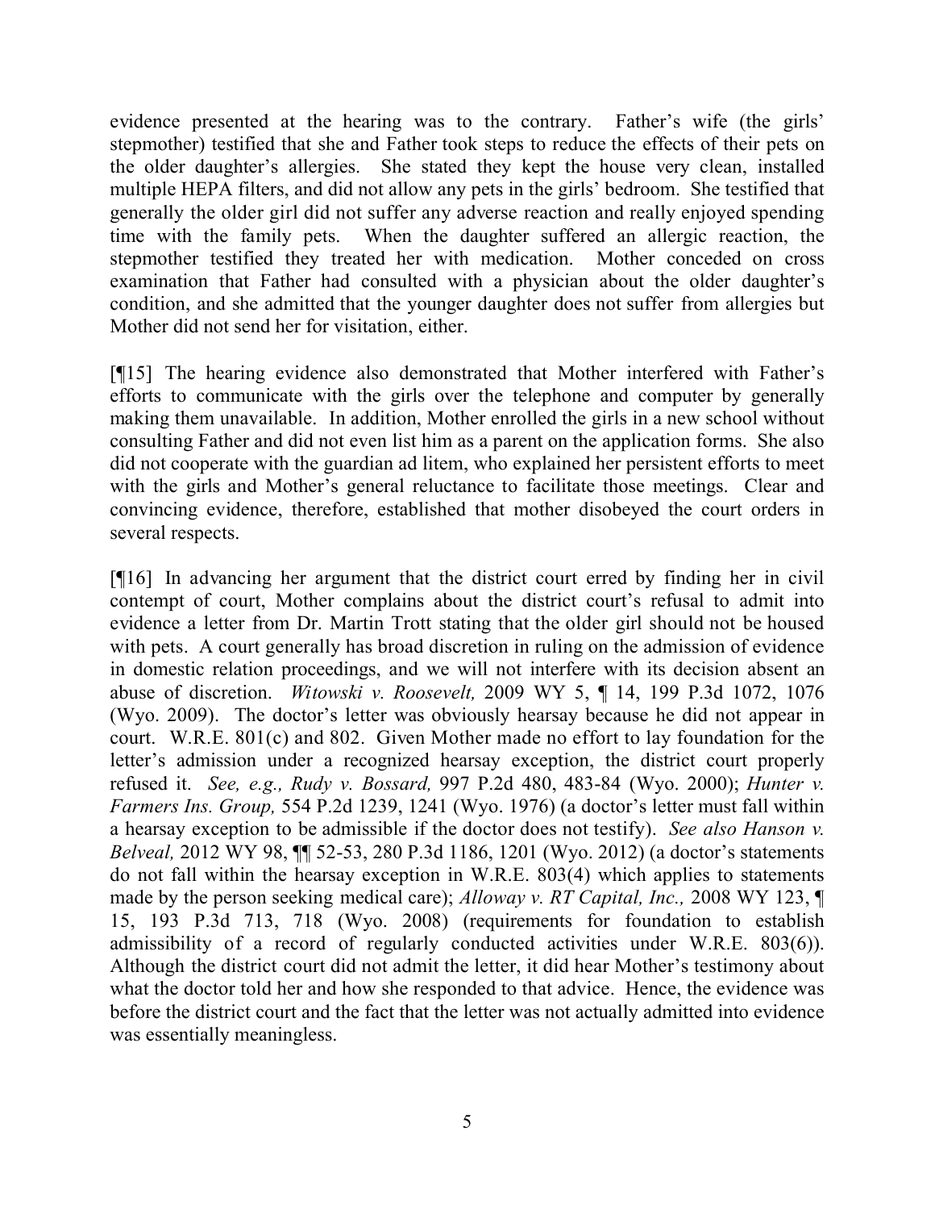evidence presented at the hearing was to the contrary. Father's wife (the girls' stepmother) testified that she and Father took steps to reduce the effects of their pets on the older daughter's allergies. She stated they kept the house very clean, installed multiple HEPA filters, and did not allow any pets in the girls' bedroom. She testified that generally the older girl did not suffer any adverse reaction and really enjoyed spending time with the family pets. When the daughter suffered an allergic reaction, the stepmother testified they treated her with medication. Mother conceded on cross examination that Father had consulted with a physician about the older daughter's condition, and she admitted that the younger daughter does not suffer from allergies but Mother did not send her for visitation, either.

[¶15] The hearing evidence also demonstrated that Mother interfered with Father's efforts to communicate with the girls over the telephone and computer by generally making them unavailable. In addition, Mother enrolled the girls in a new school without consulting Father and did not even list him as a parent on the application forms. She also did not cooperate with the guardian ad litem, who explained her persistent efforts to meet with the girls and Mother's general reluctance to facilitate those meetings. Clear and convincing evidence, therefore, established that mother disobeyed the court orders in several respects.

[¶16] In advancing her argument that the district court erred by finding her in civil contempt of court, Mother complains about the district court's refusal to admit into evidence a letter from Dr. Martin Trott stating that the older girl should not be housed with pets. A court generally has broad discretion in ruling on the admission of evidence in domestic relation proceedings, and we will not interfere with its decision absent an abuse of discretion. *Witowski v. Roosevelt,* 2009 WY 5, ¶ 14, 199 P.3d 1072, 1076 (Wyo. 2009). The doctor's letter was obviously hearsay because he did not appear in court. W.R.E. 801(c) and 802. Given Mother made no effort to lay foundation for the letter's admission under a recognized hearsay exception, the district court properly refused it. *See, e.g., Rudy v. Bossard,* 997 P.2d 480, 483-84 (Wyo. 2000); *Hunter v. Farmers Ins. Group,* 554 P.2d 1239, 1241 (Wyo. 1976) (a doctor's letter must fall within a hearsay exception to be admissible if the doctor does not testify). *See also Hanson v. Belveal,* 2012 WY 98, ¶¶ 52-53, 280 P.3d 1186, 1201 (Wyo. 2012) (a doctor's statements do not fall within the hearsay exception in W.R.E. 803(4) which applies to statements made by the person seeking medical care); *Alloway v. RT Capital, Inc.,* 2008 WY 123, ¶ 15, 193 P.3d 713, 718 (Wyo. 2008) (requirements for foundation to establish admissibility of a record of regularly conducted activities under W.R.E. 803(6)). Although the district court did not admit the letter, it did hear Mother's testimony about what the doctor told her and how she responded to that advice. Hence, the evidence was before the district court and the fact that the letter was not actually admitted into evidence was essentially meaningless.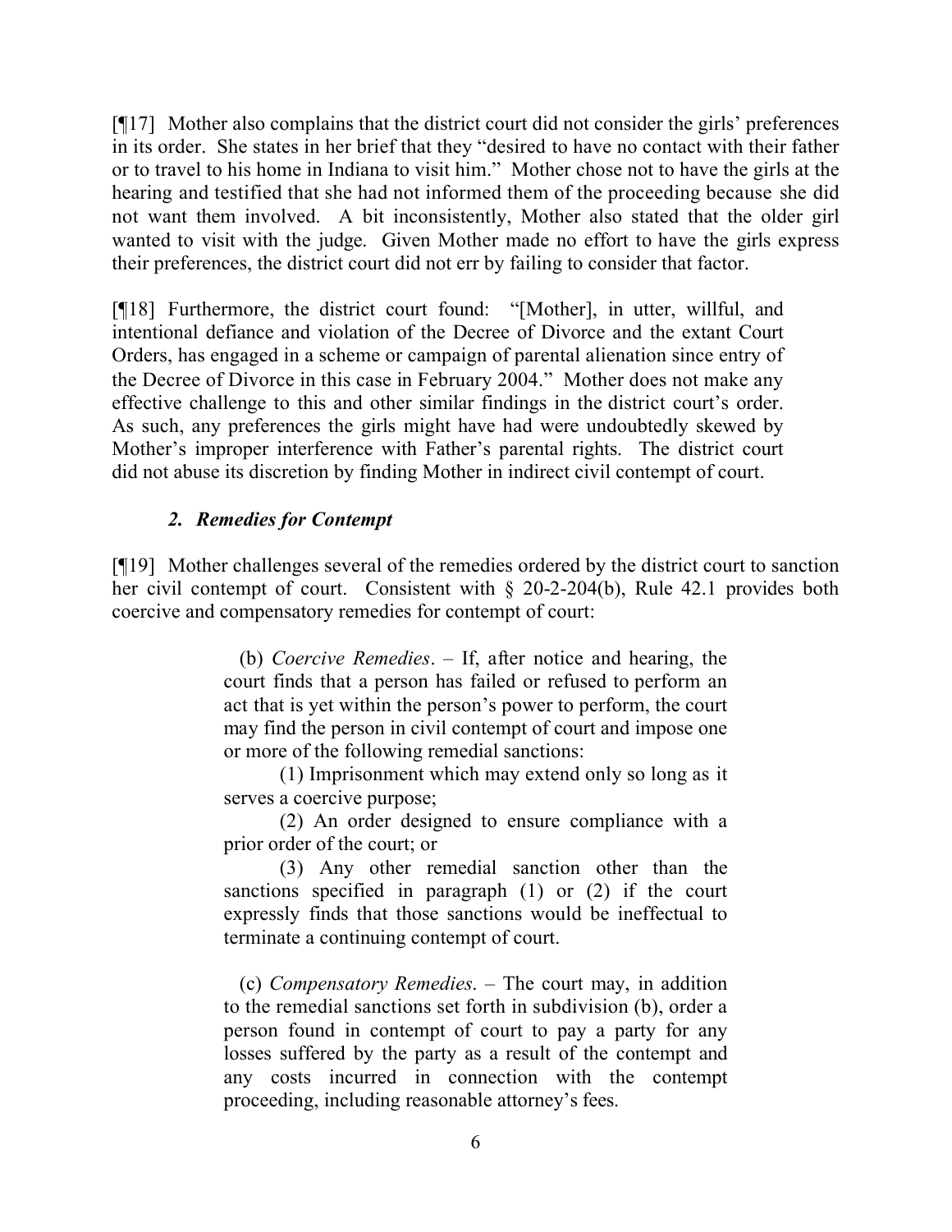[¶17] Mother also complains that the district court did not consider the girls' preferences in its order. She states in her brief that they "desired to have no contact with their father or to travel to his home in Indiana to visit him." Mother chose not to have the girls at the hearing and testified that she had not informed them of the proceeding because she did not want them involved. A bit inconsistently, Mother also stated that the older girl wanted to visit with the judge. Given Mother made no effort to have the girls express their preferences, the district court did not err by failing to consider that factor.

[¶18] Furthermore, the district court found: "[Mother], in utter, willful, and intentional defiance and violation of the Decree of Divorce and the extant Court Orders, has engaged in a scheme or campaign of parental alienation since entry of the Decree of Divorce in this case in February 2004." Mother does not make any effective challenge to this and other similar findings in the district court's order. As such, any preferences the girls might have had were undoubtedly skewed by Mother's improper interference with Father's parental rights. The district court did not abuse its discretion by finding Mother in indirect civil contempt of court.

### *2. Remedies for Contempt*

[¶19] Mother challenges several of the remedies ordered by the district court to sanction her civil contempt of court. Consistent with § 20-2-204(b), Rule 42.1 provides both coercive and compensatory remedies for contempt of court:

> (b) *Coercive Remedies*. – If, after notice and hearing, the court finds that a person has failed or refused to perform an act that is yet within the person's power to perform, the court may find the person in civil contempt of court and impose one or more of the following remedial sanctions:
>
> (1) Imprisonment which may extend only so long as it serves a coercive purpose;
>
> (2) An order designed to ensure compliance with a prior order of the court; or
>
> (3) Any other remedial sanction other than the sanctions specified in paragraph (1) or (2) if the court expressly finds that those sanctions would be ineffectual to terminate a continuing contempt of court.
>
> (c) *Compensatory Remedies*. – The court may, in addition to the remedial sanctions set forth in subdivision (b), order a person found in contempt of court to pay a party for any losses suffered by the party as a result of the contempt and any costs incurred in connection with the contempt proceeding, including reasonable attorney's fees.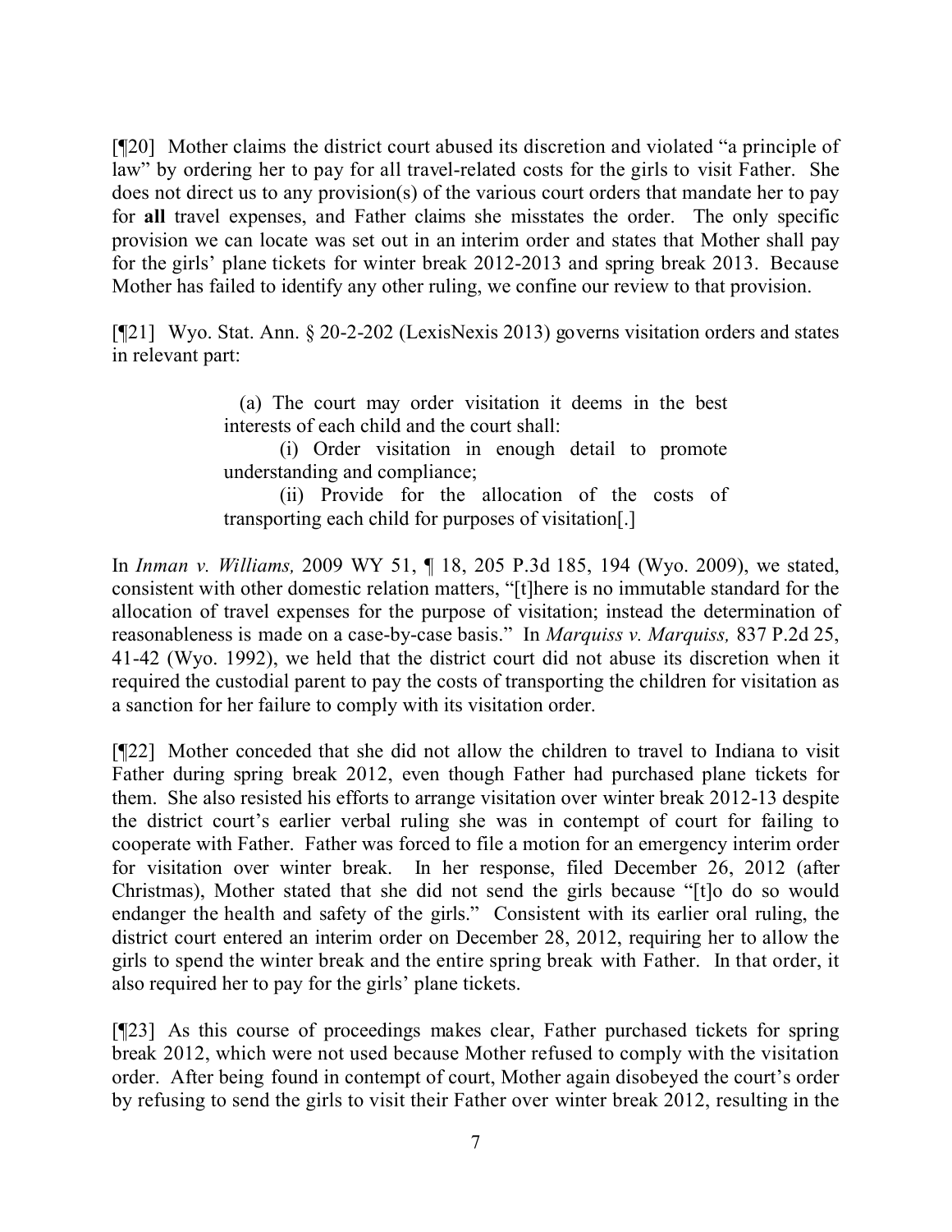[¶20] Mother claims the district court abused its discretion and violated "a principle of law" by ordering her to pay for all travel-related costs for the girls to visit Father. She does not direct us to any provision(s) of the various court orders that mandate her to pay for **all** travel expenses, and Father claims she misstates the order. The only specific provision we can locate was set out in an interim order and states that Mother shall pay for the girls' plane tickets for winter break 2012-2013 and spring break 2013. Because Mother has failed to identify any other ruling, we confine our review to that provision.

[¶21] Wyo. Stat. Ann. § 20-2-202 (LexisNexis 2013) governs visitation orders and states in relevant part:

> (a) The court may order visitation it deems in the best interests of each child and the court shall:
>
> (i) Order visitation in enough detail to promote understanding and compliance;
>
> (ii) Provide for the allocation of the costs of transporting each child for purposes of visitation[.]

In *Inman v. Williams,* 2009 WY 51, ¶ 18, 205 P.3d 185, 194 (Wyo. 2009), we stated, consistent with other domestic relation matters, "[t]here is no immutable standard for the allocation of travel expenses for the purpose of visitation; instead the determination of reasonableness is made on a case-by-case basis." In *Marquiss v. Marquiss,* 837 P.2d 25, 41-42 (Wyo. 1992), we held that the district court did not abuse its discretion when it required the custodial parent to pay the costs of transporting the children for visitation as a sanction for her failure to comply with its visitation order.

[¶22] Mother conceded that she did not allow the children to travel to Indiana to visit Father during spring break 2012, even though Father had purchased plane tickets for them. She also resisted his efforts to arrange visitation over winter break 2012-13 despite the district court's earlier verbal ruling she was in contempt of court for failing to cooperate with Father. Father was forced to file a motion for an emergency interim order for visitation over winter break. In her response, filed December 26, 2012 (after Christmas), Mother stated that she did not send the girls because "[t]o do so would endanger the health and safety of the girls." Consistent with its earlier oral ruling, the district court entered an interim order on December 28, 2012, requiring her to allow the girls to spend the winter break and the entire spring break with Father. In that order, it also required her to pay for the girls' plane tickets.

[¶23] As this course of proceedings makes clear, Father purchased tickets for spring break 2012, which were not used because Mother refused to comply with the visitation order. After being found in contempt of court, Mother again disobeyed the court's order by refusing to send the girls to visit their Father over winter break 2012, resulting in the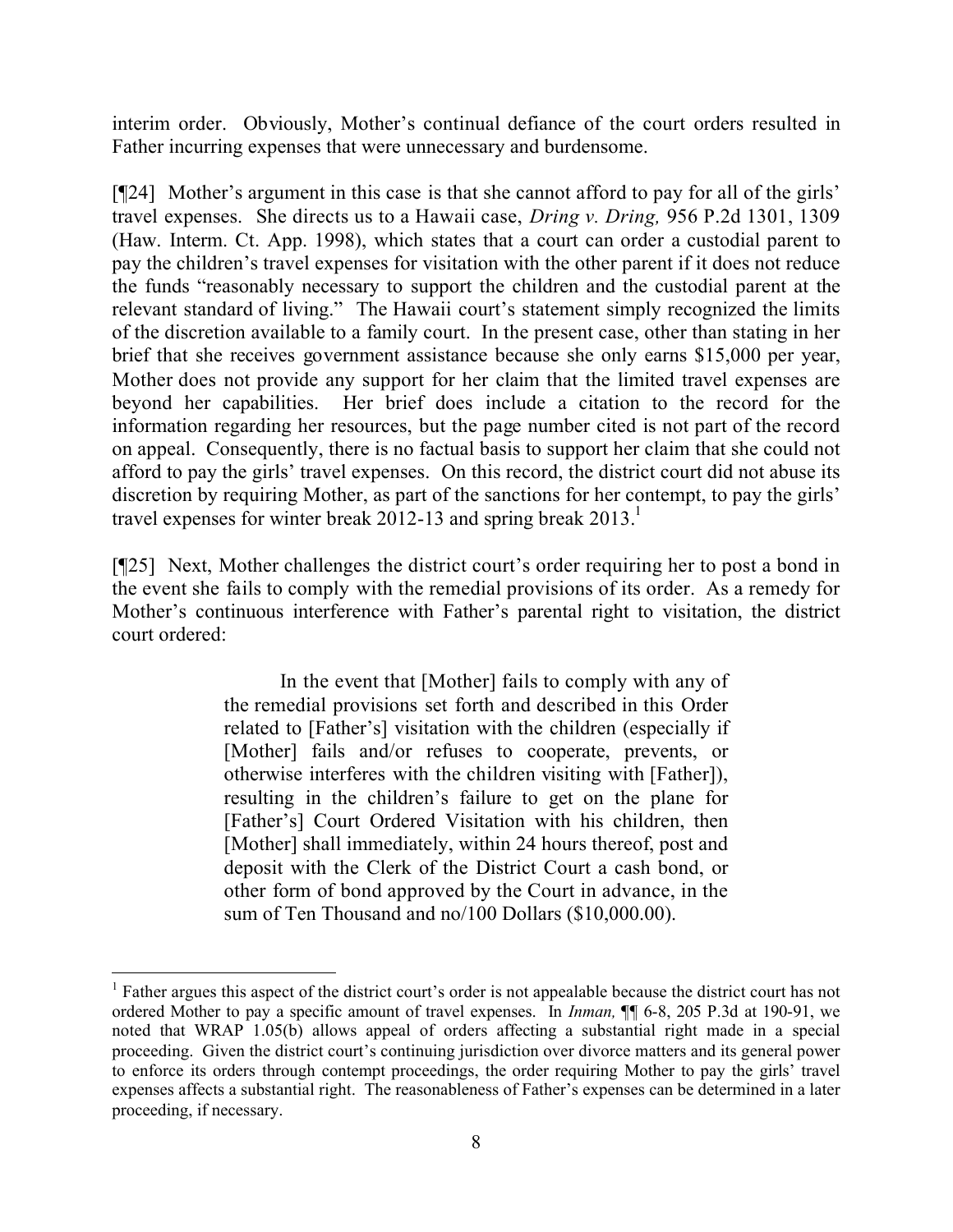interim order. Obviously, Mother's continual defiance of the court orders resulted in Father incurring expenses that were unnecessary and burdensome.

[¶24] Mother's argument in this case is that she cannot afford to pay for all of the girls' travel expenses. She directs us to a Hawaii case, *Dring v. Dring,* 956 P.2d 1301, 1309 (Haw. Interm. Ct. App. 1998), which states that a court can order a custodial parent to pay the children's travel expenses for visitation with the other parent if it does not reduce the funds "reasonably necessary to support the children and the custodial parent at the relevant standard of living." The Hawaii court's statement simply recognized the limits of the discretion available to a family court. In the present case, other than stating in her brief that she receives government assistance because she only earns $15,000 per year, Mother does not provide any support for her claim that the limited travel expenses are beyond her capabilities. Her brief does include a citation to the record for the information regarding her resources, but the page number cited is not part of the record on appeal. Consequently, there is no factual basis to support her claim that she could not afford to pay the girls' travel expenses. On this record, the district court did not abuse its discretion by requiring Mother, as part of the sanctions for her contempt, to pay the girls' travel expenses for winter break 2012-13 and spring break 2013.[1]

[¶25] Next, Mother challenges the district court's order requiring her to post a bond in the event she fails to comply with the remedial provisions of its order. As a remedy for Mother's continuous interference with Father's parental right to visitation, the district court ordered:

> In the event that [Mother] fails to comply with any of the remedial provisions set forth and described in this Order related to [Father's] visitation with the children (especially if [Mother] fails and/or refuses to cooperate, prevents, or otherwise interferes with the children visiting with [Father]), resulting in the children's failure to get on the plane for [Father's] Court Ordered Visitation with his children, then [Mother] shall immediately, within 24 hours thereof, post and deposit with the Clerk of the District Court a cash bond, or other form of bond approved by the Court in advance, in the sum of Ten Thousand and no/100 Dollars ($10,000.00).

---

[1] Father argues this aspect of the district court's order is not appealable because the district court has not ordered Mother to pay a specific amount of travel expenses. In *Inman,* ¶¶ 6-8, 205 P.3d at 190-91, we noted that WRAP 1.05(b) allows appeal of orders affecting a substantial right made in a special proceeding. Given the district court's continuing jurisdiction over divorce matters and its general power to enforce its orders through contempt proceedings, the order requiring Mother to pay the girls' travel expenses affects a substantial right. The reasonableness of Father's expenses can be determined in a later proceeding, if necessary.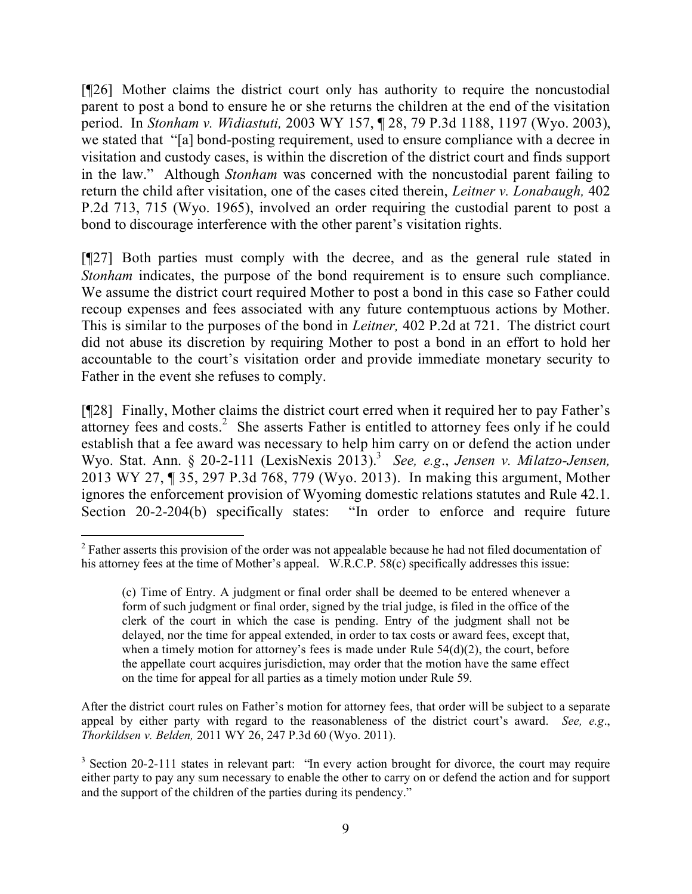[¶26] Mother claims the district court only has authority to require the noncustodial parent to post a bond to ensure he or she returns the children at the end of the visitation period. In *Stonham v. Widiastuti,* 2003 WY 157, ¶ 28, 79 P.3d 1188, 1197 (Wyo. 2003), we stated that "[a] bond-posting requirement, used to ensure compliance with a decree in visitation and custody cases, is within the discretion of the district court and finds support in the law." Although *Stonham* was concerned with the noncustodial parent failing to return the child after visitation, one of the cases cited therein, *Leitner v. Lonabaugh,* 402 P.2d 713, 715 (Wyo. 1965), involved an order requiring the custodial parent to post a bond to discourage interference with the other parent's visitation rights.

[¶27] Both parties must comply with the decree, and as the general rule stated in *Stonham* indicates, the purpose of the bond requirement is to ensure such compliance. We assume the district court required Mother to post a bond in this case so Father could recoup expenses and fees associated with any future contemptuous actions by Mother. This is similar to the purposes of the bond in *Leitner,* 402 P.2d at 721. The district court did not abuse its discretion by requiring Mother to post a bond in an effort to hold her accountable to the court's visitation order and provide immediate monetary security to Father in the event she refuses to comply.

[¶28] Finally, Mother claims the district court erred when it required her to pay Father's attorney fees and costs.[2] She asserts Father is entitled to attorney fees only if he could establish that a fee award was necessary to help him carry on or defend the action under Wyo. Stat. Ann. § 20-2-111 (LexisNexis 2013).[3] *See, e.g*., *Jensen v. Milatzo-Jensen,* 2013 WY 27, ¶ 35, 297 P.3d 768, 779 (Wyo. 2013). In making this argument, Mother ignores the enforcement provision of Wyoming domestic relations statutes and Rule 42.1. Section 20-2-204(b) specifically states: "In order to enforce and require future

---

[2] Father asserts this provision of the order was not appealable because he had not filed documentation of his attorney fees at the time of Mother's appeal. W.R.C.P. 58(c) specifically addresses this issue:

> (c) Time of Entry. A judgment or final order shall be deemed to be entered whenever a form of such judgment or final order, signed by the trial judge, is filed in the office of the clerk of the court in which the case is pending. Entry of the judgment shall not be delayed, nor the time for appeal extended, in order to tax costs or award fees, except that, when a timely motion for attorney's fees is made under Rule 54(d)(2), the court, before the appellate court acquires jurisdiction, may order that the motion have the same effect on the time for appeal for all parties as a timely motion under Rule 59.

After the district court rules on Father's motion for attorney fees, that order will be subject to a separate appeal by either party with regard to the reasonableness of the district court's award. *See, e.g*., *Thorkildsen v. Belden,* 2011 WY 26, 247 P.3d 60 (Wyo. 2011).

[3] Section 20-2-111 states in relevant part: "In every action brought for divorce, the court may require either party to pay any sum necessary to enable the other to carry on or defend the action and for support and the support of the children of the parties during its pendency."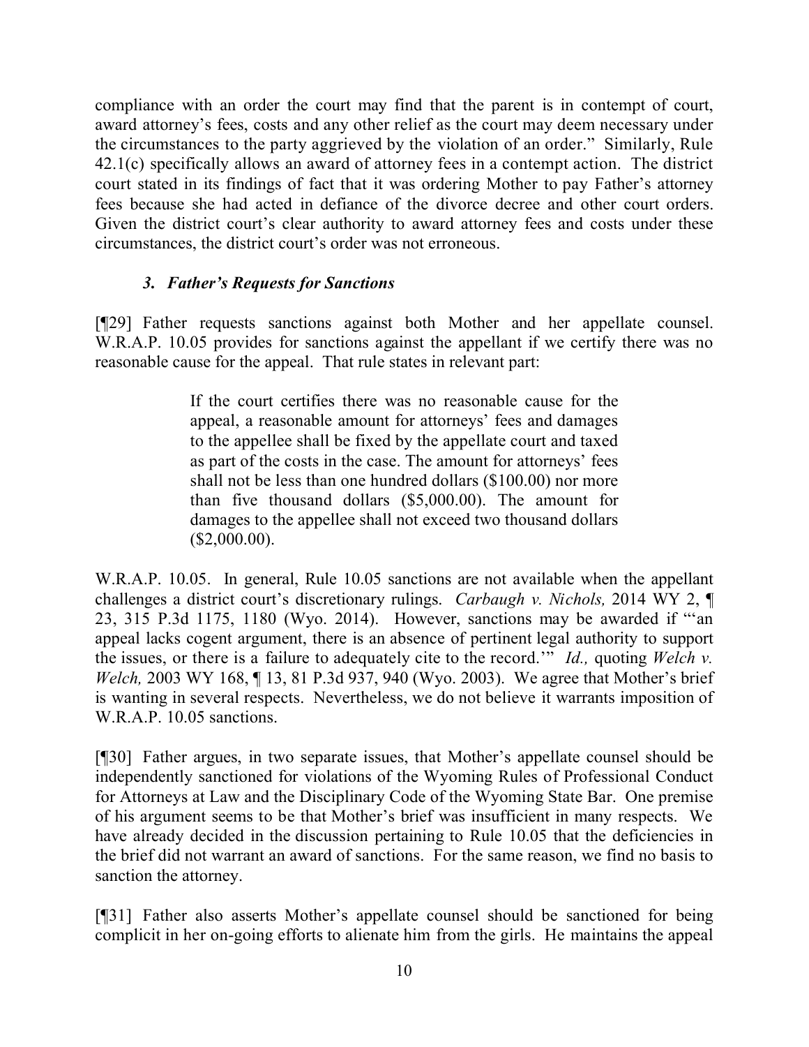compliance with an order the court may find that the parent is in contempt of court, award attorney's fees, costs and any other relief as the court may deem necessary under the circumstances to the party aggrieved by the violation of an order." Similarly, Rule 42.1(c) specifically allows an award of attorney fees in a contempt action. The district court stated in its findings of fact that it was ordering Mother to pay Father's attorney fees because she had acted in defiance of the divorce decree and other court orders. Given the district court's clear authority to award attorney fees and costs under these circumstances, the district court's order was not erroneous.

### *3. Father's Requests for Sanctions*

[¶29] Father requests sanctions against both Mother and her appellate counsel. W.R.A.P. 10.05 provides for sanctions against the appellant if we certify there was no reasonable cause for the appeal. That rule states in relevant part:

> If the court certifies there was no reasonable cause for the appeal, a reasonable amount for attorneys' fees and damages to the appellee shall be fixed by the appellate court and taxed as part of the costs in the case. The amount for attorneys' fees shall not be less than one hundred dollars ($100.00) nor more than five thousand dollars ($5,000.00). The amount for damages to the appellee shall not exceed two thousand dollars ($2,000.00).

W.R.A.P. 10.05. In general, Rule 10.05 sanctions are not available when the appellant challenges a district court's discretionary rulings. *Carbaugh v. Nichols,* 2014 WY 2, ¶ 23, 315 P.3d 1175, 1180 (Wyo. 2014). However, sanctions may be awarded if "'an appeal lacks cogent argument, there is an absence of pertinent legal authority to support the issues, or there is a failure to adequately cite to the record.'" *Id.,* quoting *Welch v. Welch,* 2003 WY 168, ¶ 13, 81 P.3d 937, 940 (Wyo. 2003). We agree that Mother's brief is wanting in several respects. Nevertheless, we do not believe it warrants imposition of W.R.A.P. 10.05 sanctions.

[¶30] Father argues, in two separate issues, that Mother's appellate counsel should be independently sanctioned for violations of the Wyoming Rules of Professional Conduct for Attorneys at Law and the Disciplinary Code of the Wyoming State Bar. One premise of his argument seems to be that Mother's brief was insufficient in many respects. We have already decided in the discussion pertaining to Rule 10.05 that the deficiencies in the brief did not warrant an award of sanctions. For the same reason, we find no basis to sanction the attorney.

[¶31] Father also asserts Mother's appellate counsel should be sanctioned for being complicit in her on-going efforts to alienate him from the girls. He maintains the appeal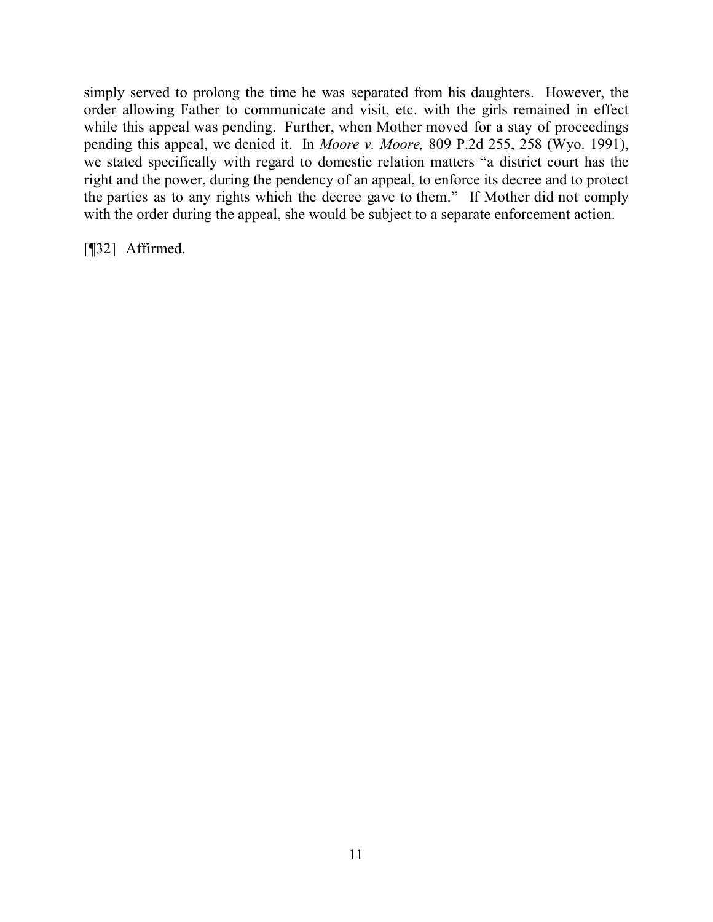simply served to prolong the time he was separated from his daughters. However, the order allowing Father to communicate and visit, etc. with the girls remained in effect while this appeal was pending. Further, when Mother moved for a stay of proceedings pending this appeal, we denied it. In *Moore v. Moore,* 809 P.2d 255, 258 (Wyo. 1991), we stated specifically with regard to domestic relation matters "a district court has the right and the power, during the pendency of an appeal, to enforce its decree and to protect the parties as to any rights which the decree gave to them." If Mother did not comply with the order during the appeal, she would be subject to a separate enforcement action.

[¶32] Affirmed.